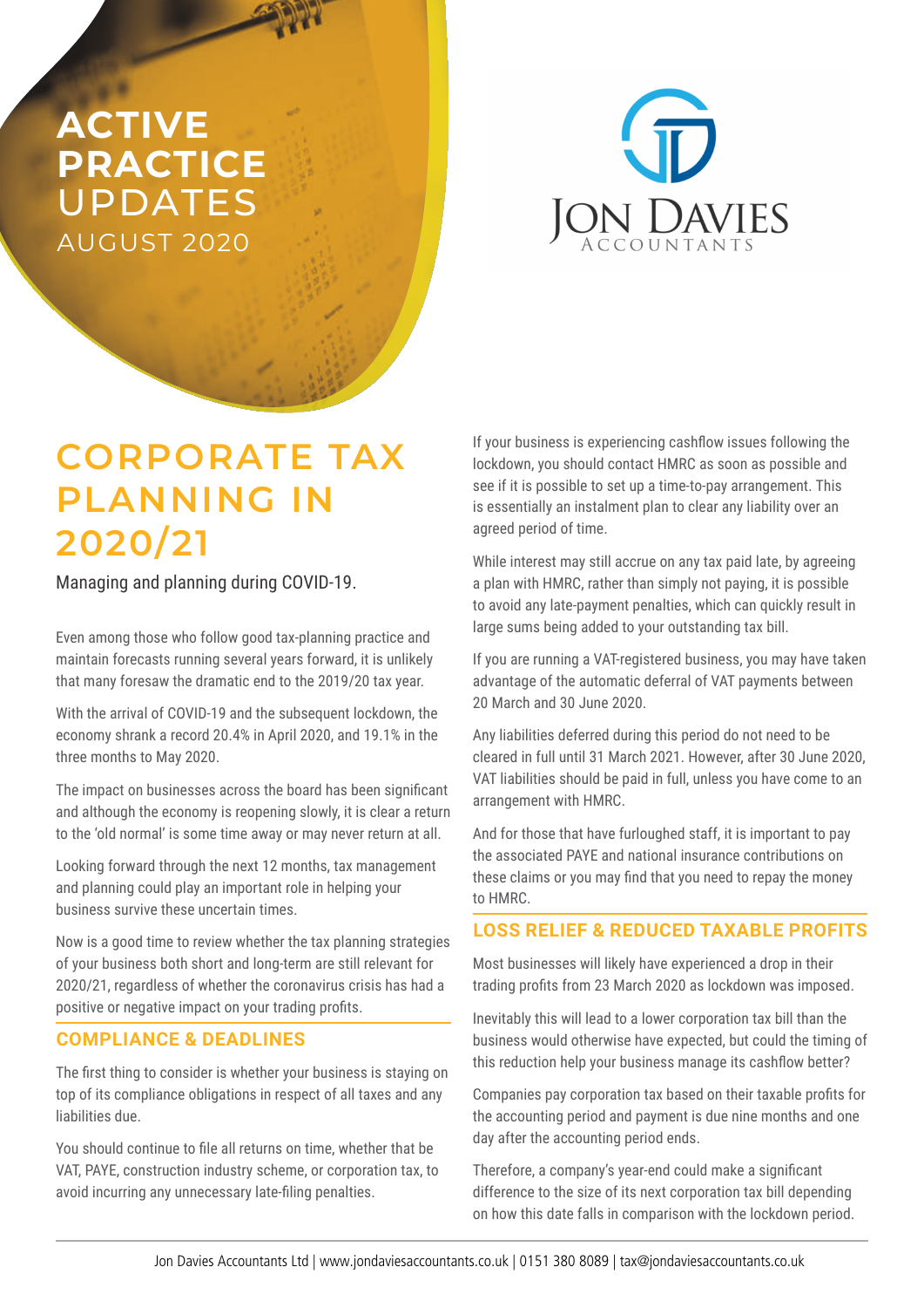# ACTIVE PRACTICE UPDATES

AUGUST 2020

JON DAVIES ACCOUNTANTS

# CORPORATE TAX PLANNING IN 2020/21

Managing and planning during COVID-19.

Even among those who follow good tax-planning practice and maintain forecasts running several years forward, it is unlikely that many foresaw the dramatic end to the 2019/20 tax year.

With the arrival of COVID-19 and the subsequent lockdown, the economy shrank a record 20.4% in April 2020, and 19.1% in the three months to May 2020.

The impact on businesses across the board has been significant and although the economy is reopening slowly, it is clear a return to the 'old normal' is some time away or may never return at all.

Looking forward through the next 12 months, tax management and planning could play an important role in helping your business survive these uncertain times.

Now is a good time to review whether the tax planning strategies of your business both short and long-term are still relevant for 2020/21, regardless of whether the coronavirus crisis has had a positive or negative impact on your trading profits.

## COMPLIANCE & DEADLINES

The first thing to consider is whether your business is staying on top of its compliance obligations in respect of all taxes and any liabilities due.

You should continue to file all returns on time, whether that be VAT, PAYE, construction industry scheme, or corporation tax, to avoid incurring any unnecessary late-filing penalties.

If your business is experiencing cashflow issues following the lockdown, you should contact HMRC as soon as possible and see if it is possible to set up a time-to-pay arrangement. This is essentially an instalment plan to clear any liability over an agreed period of time.

While interest may still accrue on any tax paid late, by agreeing a plan with HMRC, rather than simply not paying, it is possible to avoid any late-payment penalties, which can quickly result in large sums being added to your outstanding tax bill.

If you are running a VAT-registered business, you may have taken advantage of the automatic deferral of VAT payments between 20 March and 30 June 2020.

Any liabilities deferred during this period do not need to be cleared in full until 31 March 2021. However, after 30 June 2020, VAT liabilities should be paid in full, unless you have come to an arrangement with HMRC.

And for those that have furloughed staff, it is important to pay the associated PAYE and national insurance contributions on these claims or you may find that you need to repay the money to HMRC.

## LOSS RELIEF & REDUCED TAXABLE PROFITS

Most businesses will likely have experienced a drop in their trading profits from 23 March 2020 as lockdown was imposed.

Inevitably this will lead to a lower corporation tax bill than the business would otherwise have expected, but could the timing of this reduction help your business manage its cashflow better?

Companies pay corporation tax based on their taxable profits for the accounting period and payment is due nine months and one day after the accounting period ends.

Therefore, a company's year-end could make a significant difference to the size of its next corporation tax bill depending on how this date falls in comparison with the lockdown period.

Jon Davies Accountants Ltd | www.jondaviesaccountants.co.uk | 0151 380 8089 | tax@jondaviesaccountants.co.uk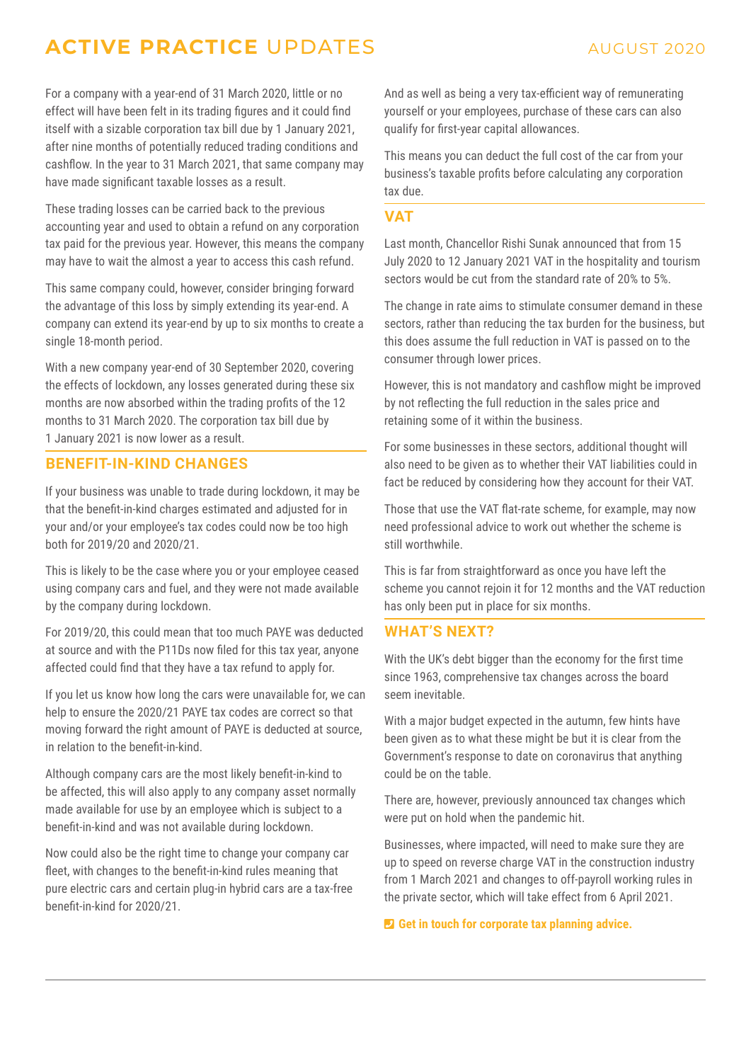For a company with a year-end of 31 March 2020, little or no effect will have been felt in its trading figures and it could find itself with a sizable corporation tax bill due by 1 January 2021, after nine months of potentially reduced trading conditions and cashflow. In the year to 31 March 2021, that same company may have made significant taxable losses as a result.

These trading losses can be carried back to the previous accounting year and used to obtain a refund on any corporation tax paid for the previous year. However, this means the company may have to wait the almost a year to access this cash refund.

This same company could, however, consider bringing forward the advantage of this loss by simply extending its year-end. A company can extend its year-end by up to six months to create a single 18-month period.

With a new company year-end of 30 September 2020, covering the effects of lockdown, any losses generated during these six months are now absorbed within the trading profits of the 12 months to 31 March 2020. The corporation tax bill due by 1 January 2021 is now lower as a result.

## BENEFIT-IN-KIND CHANGES

If your business was unable to trade during lockdown, it may be that the benefit-in-kind charges estimated and adjusted for in your and/or your employee's tax codes could now be too high both for 2019/20 and 2020/21.

This is likely to be the case where you or your employee ceased using company cars and fuel, and they were not made available by the company during lockdown.

For 2019/20, this could mean that too much PAYE was deducted at source and with the P11Ds now filed for this tax year, anyone affected could find that they have a tax refund to apply for.

If you let us know how long the cars were unavailable for, we can help to ensure the 2020/21 PAYE tax codes are correct so that moving forward the right amount of PAYE is deducted at source, in relation to the benefit-in-kind.

Although company cars are the most likely benefit-in-kind to be affected, this will also apply to any company asset normally made available for use by an employee which is subject to a benefit-in-kind and was not available during lockdown.

Now could also be the right time to change your company car fleet, with changes to the benefit-in-kind rules meaning that pure electric cars and certain plug-in hybrid cars are a tax-free benefit-in-kind for 2020/21.

And as well as being a very tax-efficient way of remunerating yourself or your employees, purchase of these cars can also qualify for first-year capital allowances.

This means you can deduct the full cost of the car from your business's taxable profits before calculating any corporation tax due.

## VAT

Last month, Chancellor Rishi Sunak announced that from 15 July 2020 to 12 January 2021 VAT in the hospitality and tourism sectors would be cut from the standard rate of 20% to 5%.

The change in rate aims to stimulate consumer demand in these sectors, rather than reducing the tax burden for the business, but this does assume the full reduction in VAT is passed on to the consumer through lower prices.

However, this is not mandatory and cashflow might be improved by not reflecting the full reduction in the sales price and retaining some of it within the business.

For some businesses in these sectors, additional thought will also need to be given as to whether their VAT liabilities could in fact be reduced by considering how they account for their VAT.

Those that use the VAT flat-rate scheme, for example, may now need professional advice to work out whether the scheme is still worthwhile.

This is far from straightforward as once you have left the scheme you cannot rejoin it for 12 months and the VAT reduction has only been put in place for six months.

## WHAT'S NEXT?

With the UK's debt bigger than the economy for the first time since 1963, comprehensive tax changes across the board seem inevitable.

With a major budget expected in the autumn, few hints have been given as to what these might be but it is clear from the Government's response to date on coronavirus that anything could be on the table.

There are, however, previously announced tax changes which were put on hold when the pandemic hit.

Businesses, where impacted, will need to make sure they are up to speed on reverse charge VAT in the construction industry from 1 March 2021 and changes to off-payroll working rules in the private sector, which will take effect from 6 April 2021.

**Get in touch for corporate tax planning advice.**